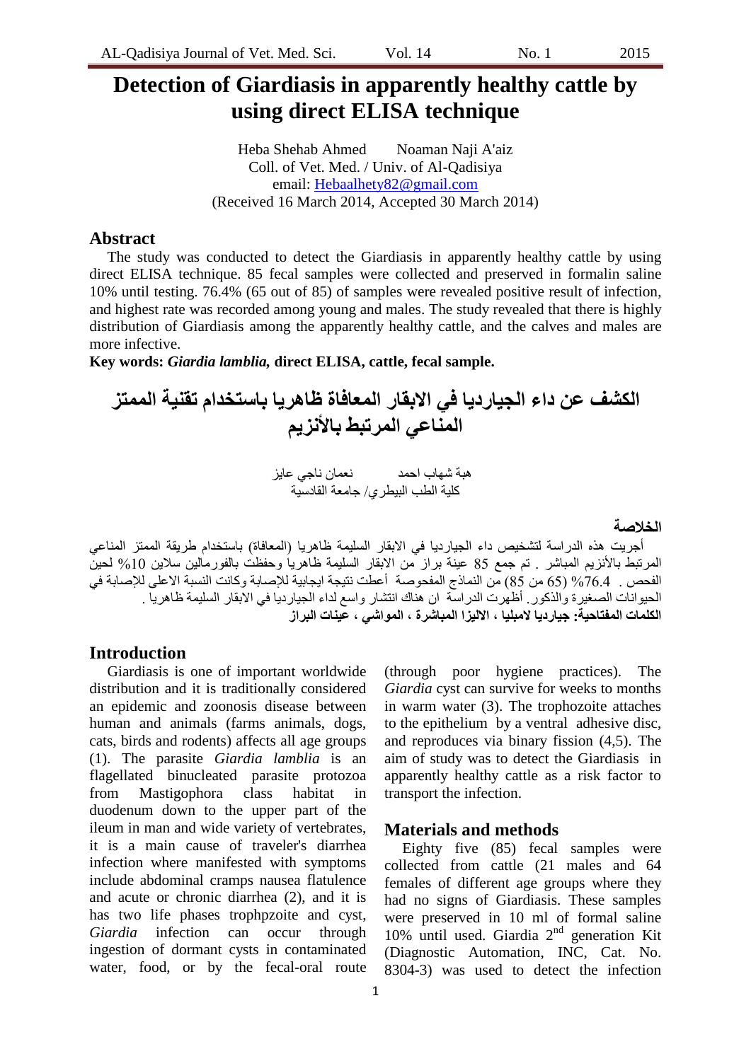# Detection of Giardiasis in apparently healthy cattle by using direct ELISA technique

Heba Shehab Ahmed  Noaman Naji A'aiz
Coll. of Vet. Med. / Univ. of Al-Qadisiya
email: Hebaalhety82@gmail.com
(Received 16 March 2014, Accepted 30 March 2014)

## Abstract

The study was conducted to detect the Giardiasis in apparently healthy cattle by using direct ELISA technique. 85 fecal samples were collected and preserved in formalin saline 10% until testing. 76.4% (65 out of 85) of samples were revealed positive result of infection, and highest rate was recorded among young and males. The study revealed that there is highly distribution of Giardiasis among the apparently healthy cattle, and the calves and males are more infective.

**Key words: *Giardia lamblia,* direct ELISA, cattle, fecal sample.**

# الكشف عن داء الجيارديا في الابقار المعافاة ظاهريا باستخدام تقنية الممتز المناعي المرتبط بالأنزيم

هبة شهاب احمد  نعمان ناجي عايز
كلية الطب البيطري/ جامعة القادسية

## الخلاصة

أجريت هذه الدراسة لتشخيص داء الجيارديا في الابقار السليمة ظاهريا (المعافاة) باستخدام طريقة الممتز المناعي المرتبط بالأنزيم المباشر . تم جمع 85 عينة براز من الابقار السليمة ظاهريا وحفظت بالفورمالين سلاين 10% لحين الفحص . 76.4% (65 من 85) من النماذج المفحوصة أعطت نتيجة ايجابية للإصابة وكانت النسبة الاعلى للإصابة في الحيوانات الصغيرة والذكور. أظهرت الدراسة ان هناك انتشار واسع لداء الجيارديا في الابقار السليمة ظاهريا .

**الكلمات المفتاحية: جيارديا لامبليا ، الاليزا المباشرة ، المواشي ، عينات البراز**

## Introduction

Giardiasis is one of important worldwide distribution and it is traditionally considered an epidemic and zoonosis disease between human and animals (farms animals, dogs, cats, birds and rodents) affects all age groups (1). The parasite *Giardia lamblia* is an flagellated binucleated parasite protozoa from Mastigophora class habitat in duodenum down to the upper part of the ileum in man and wide variety of vertebrates, it is a main cause of traveler's diarrhea infection where manifested with symptoms include abdominal cramps nausea flatulence and acute or chronic diarrhea (2), and it is has two life phases trophpzoite and cyst, *Giardia* infection can occur through ingestion of dormant cysts in contaminated water, food, or by the fecal-oral route (through poor hygiene practices). The *Giardia* cyst can survive for weeks to months in warm water (3). The trophozoite attaches to the epithelium by a ventral adhesive disc, and reproduces via binary fission (4,5). The aim of study was to detect the Giardiasis in apparently healthy cattle as a risk factor to transport the infection.

## Materials and methods

Eighty five (85) fecal samples were collected from cattle (21 males and 64 females of different age groups where they had no signs of Giardiasis. These samples were preserved in 10 ml of formal saline 10% until used. Giardia 2nd generation Kit (Diagnostic Automation, INC, Cat. No. 8304-3) was used to detect the infection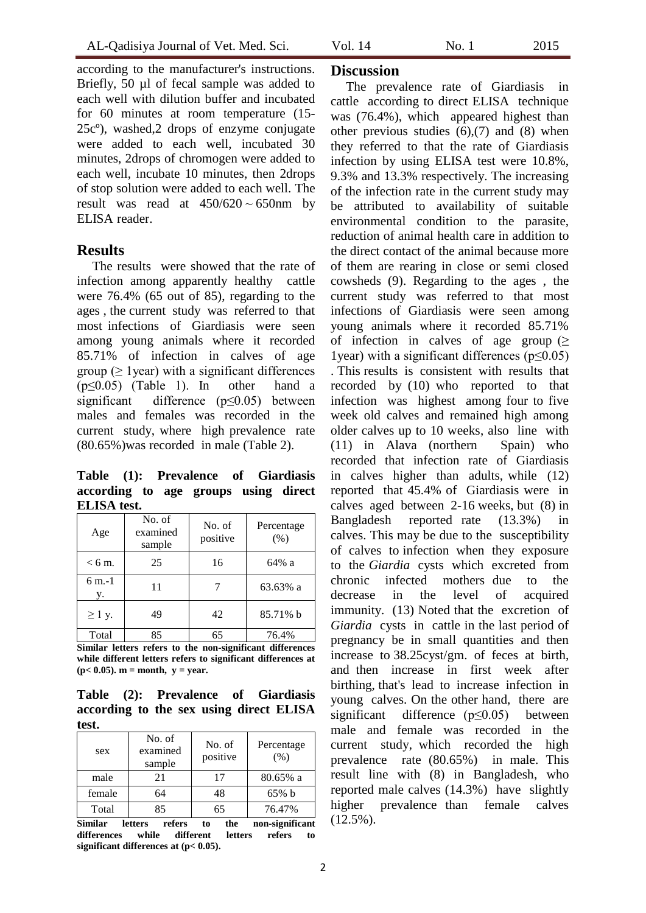according to the manufacturer's instructions. Briefly, 50 µl of fecal sample was added to each well with dilution buffer and incubated for 60 minutes at room temperature (15-25cº), washed,2 drops of enzyme conjugate were added to each well, incubated 30 minutes, 2drops of chromogen were added to each well, incubate 10 minutes, then 2drops of stop solution were added to each well. The result was read at 450/620 ~ 650nm by ELISA reader.

## Results

The results were showed that the rate of infection among apparently healthy cattle were 76.4% (65 out of 85), regarding to the ages , the current study was referred to that most infections of Giardiasis were seen among young animals where it recorded 85.71% of infection in calves of age group (≥ 1year) with a significant differences ($p \leq 0.05$) (Table 1). In other hand a significant difference ($p \leq 0.05$) between males and females was recorded in the current study, where high prevalence rate (80.65%)was recorded in male (Table 2).

**Table (1): Prevalence of Giardiasis according to age groups using direct ELISA test.**

| Age | No. of examined sample | No. of positive | Percentage (%) |
|---|---|---|---|
| < 6 m. | 25 | 16 | 64% a |
| 6 m.-1 y. | 11 | 7 | 63.63% a |
| ≥ 1 y. | 49 | 42 | 85.71% b |
| Total | 85 | 65 | 76.4% |

**Similar letters refers to the non-significant differences while different letters refers to significant differences at ($p < 0.05$). m = month, y = year.**

**Table (2): Prevalence of Giardiasis according to the sex using direct ELISA test.**

| sex | No. of examined sample | No. of positive | Percentage (%) |
|---|---|---|---|
| male | 21 | 17 | 80.65% a |
| female | 64 | 48 | 65% b |
| Total | 85 | 65 | 76.47% |

**Similar letters refers to the non-significant differences while different letters refers to significant differences at ($p < 0.05$).**

## Discussion

The prevalence rate of Giardiasis in cattle according to direct ELISA technique was (76.4%), which appeared highest than other previous studies (6),(7) and (8) when they referred to that the rate of Giardiasis infection by using ELISA test were 10.8%, 9.3% and 13.3% respectively. The increasing of the infection rate in the current study may be attributed to availability of suitable environmental condition to the parasite, reduction of animal health care in addition to the direct contact of the animal because more of them are rearing in close or semi closed cowsheds (9). Regarding to the ages , the current study was referred to that most infections of Giardiasis were seen among young animals where it recorded 85.71% of infection in calves of age group (≥ 1year) with a significant differences ($p \leq 0.05$) . This results is consistent with results that recorded by (10) who reported to that infection was highest among four to five week old calves and remained high among older calves up to 10 weeks, also line with (11) in Alava (northern Spain) who recorded that infection rate of Giardiasis in calves higher than adults, while (12) reported that 45.4% of Giardiasis were in calves aged between 2-16 weeks, but (8) in Bangladesh reported rate (13.3%) in calves. This may be due to the susceptibility of calves to infection when they exposure to the *Giardia* cysts which excreted from chronic infected mothers due to the decrease in the level of acquired immunity. (13) Noted that the excretion of *Giardia* cysts in cattle in the last period of pregnancy be in small quantities and then increase to 38.25cyst/gm. of feces at birth, and then increase in first week after birthing, that's lead to increase infection in young calves. On the other hand, there are significant difference ($p \leq 0.05$) between male and female was recorded in the current study, which recorded the high prevalence rate (80.65%) in male. This result line with (8) in Bangladesh, who reported male calves (14.3%) have slightly higher prevalence than female calves (12.5%).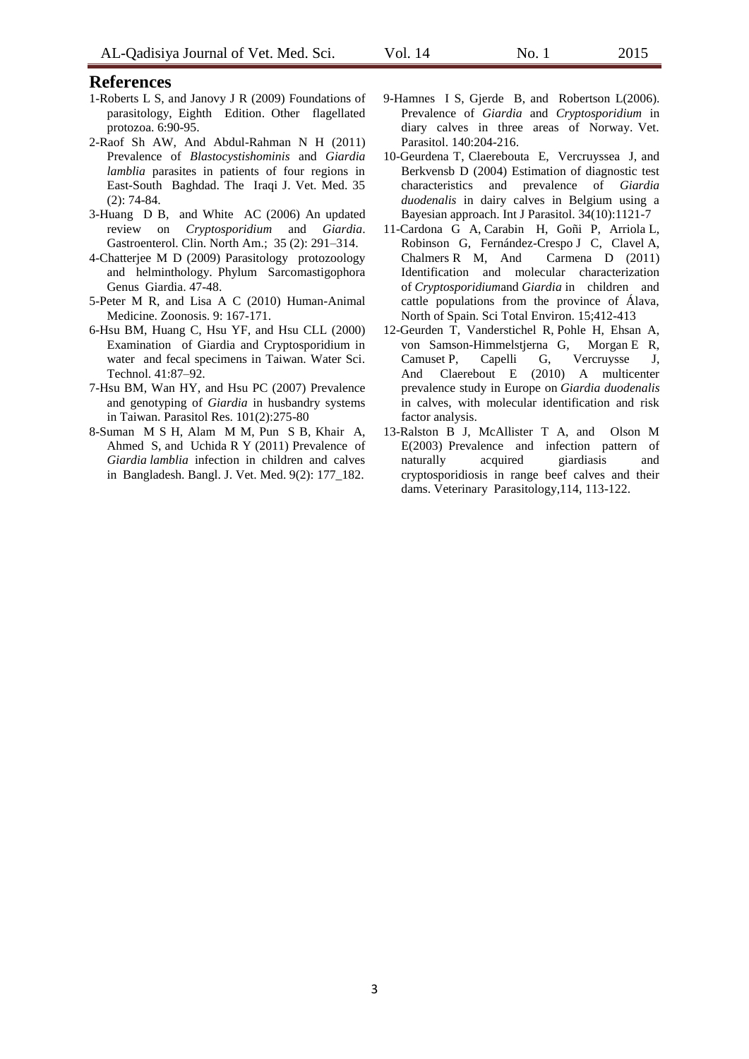## References

1-Roberts L S, and Janovy J R (2009) Foundations of parasitology, Eighth Edition. Other flagellated protozoa. 6:90-95.

2-Raof Sh AW, And Abdul-Rahman N H (2011) Prevalence of *Blastocystishominis* and *Giardia lamblia* parasites in patients of four regions in East-South Baghdad. The Iraqi J. Vet. Med. 35 (2): 74-84.

3-Huang D B, and White AC (2006) An updated review on *Cryptosporidium* and *Giardia*. Gastroenterol. Clin. North Am.; 35 (2): 291–314.

4-Chatterjee M D (2009) Parasitology protozoology and helminthology. Phylum Sarcomastigophora Genus Giardia. 47-48.

5-Peter M R, and Lisa A C (2010) Human-Animal Medicine. Zoonosis. 9: 167-171.

6-Hsu BM, Huang C, Hsu YF, and Hsu CLL (2000) Examination of Giardia and Cryptosporidium in water and fecal specimens in Taiwan. Water Sci. Technol. 41:87–92.

7-Hsu BM, Wan HY, and Hsu PC (2007) Prevalence and genotyping of *Giardia* in husbandry systems in Taiwan. Parasitol Res. 101(2):275-80

8-Suman M S H, Alam M M, Pun S B, Khair A, Ahmed S, and Uchida R Y (2011) Prevalence of *Giardia lamblia* infection in children and calves in Bangladesh. Bangl. J. Vet. Med. 9(2): 177_182.

9-Hamnes I S, Gjerde B, and Robertson L(2006). Prevalence of *Giardia* and *Cryptosporidium* in diary calves in three areas of Norway. Vet. Parasitol. 140:204-216.

10-Geurdena T, Claerebouta E, Vercruyssea J, and Berkvensb D (2004) Estimation of diagnostic test characteristics and prevalence of *Giardia duodenalis* in dairy calves in Belgium using a Bayesian approach. Int J Parasitol. 34(10):1121-7

11-Cardona G A, Carabin H, Goñi P, Arriola L, Robinson G, Fernández-Crespo J C, Clavel A, Chalmers R M, And Carmena D (2011) Identification and molecular characterization of *Cryptosporidium*and *Giardia* in children and cattle populations from the province of Álava, North of Spain. Sci Total Environ. 15;412-413

12-Geurden T, Vanderstichel R, Pohle H, Ehsan A, von Samson-Himmelstjerna G, Morgan E R, Camuset P, Capelli G, Vercruysse J, And Claerebout E (2010) A multicenter prevalence study in Europe on *Giardia duodenalis* in calves, with molecular identification and risk factor analysis.

13-Ralston B J, McAllister T A, and Olson M E(2003) Prevalence and infection pattern of naturally acquired giardiasis and cryptosporidiosis in range beef calves and their dams. Veterinary Parasitology,114, 113-122.